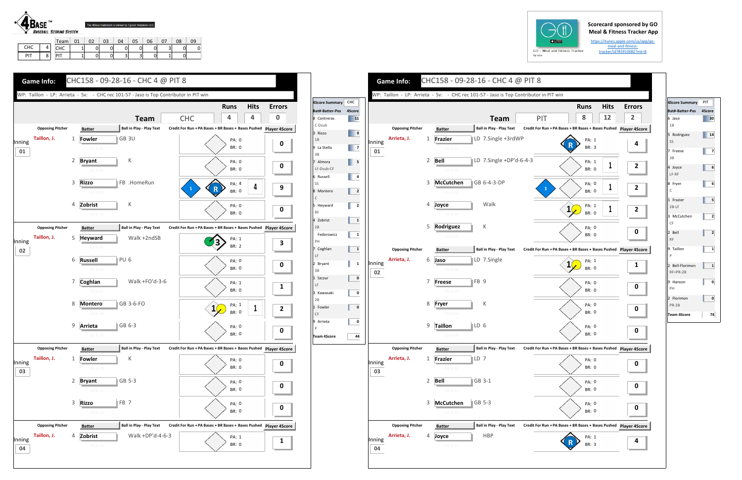4BASE™ BASEBALL SCORING SYSTEM

The 4Base trademark is owned by Cycled Solutions LLC

| | | Team | 01 | 02 | 03 | 04 | 05 | 06 | 07 | 08 | 09 |
|---|---|---|---|---|---|---|---|---|---|---|---|
| CHC | 4 | CHC | 1 | 0 | 0 | 0 | 0 | 0 | 3 | 0 | 0 |
| PIT | 8 | PIT | 1 | 0 | 0 | 3 | 3 | 0 | 1 | 0 | |

Scorecard sponsored by GO Meal & Fitness Tracker App

https://itunes.apple.com/us/app/go-meal-and-fitness-tracker/id785910082?mt=8

GO - Meal and Fitness Tracker

## Game Info: CHC158 - 09-28-16 - CHC 4 @ PIT 8

WP: Taillon - LP: Arrieta - Sv: - CHC rec 101-57 - Jaso is Top Contributor in PIT win

| Team | Runs | Hits | Errors |
|---|---|---|---|
| CHC | 4 | 4 | 0 |

| Inning | Opposing Pitcher | # | Batter | Ball in Play - Play Text | PA | BR | Bases Pushed | Player 4Score |
|---|---|---|---|---|---|---|---|---|
| 01 | Taillon, J. | 1 | Fowler | GB 3U | 0 | 0 | | 0 |
| | | 2 | Bryant | K | 0 | 0 | | 0 |
| | | 3 | Rizzo | FB .HomeRun | 4 | 0 | 4 | 9 |
| | | 4 | Zobrist | K | 0 | 0 | | 0 |
| 02 | Taillon, J. | 5 | Heyward | Walk +2ndSB | 1 | 2 | | 3 |
| | | 6 | Russell | PU 6 | 0 | 0 | | 0 |
| | | 7 | Coghlan | Walk +FO'd-3-6 | 1 | 0 | | 1 |
| | | 8 | Montero | GB 3-6-FO | 1 | 0 | 1 | 2 |
| | | 9 | Arrieta | GB 6-3 | 0 | 0 | | 0 |
| 03 | Taillon, J. | 1 | Fowler | K | 0 | 0 | | 0 |
| | | 2 | Bryant | GB 5-3 | 0 | 0 | | 0 |
| | | 3 | Rizzo | FB 7 | 0 | 0 | | 0 |
| 04 | Taillon, J. | 4 | Zobrist | Walk +DP'd-4-6-3 | 1 | 0 | | 1 |

| 4Score Summary CHC | |
|---|---|
| Bat#-Batter-Pos | 4Score |
| 8 Contreras C-Dsub | 11 |
| 3 Rizzo 1B | 9 |
| 9 La Stella 3B | 7 |
| 7 Almora LF-Dsub-CF | 5 |
| 6 Russell SS | 4 |
| 8 Montero C | 2 |
| 5 Heyward RF | 2 |
| 4 Zobrist 2B | 1 |
| Federowicz PH | 1 |
| 7 Coghlan LF | 1 |
| 2 Bryant 3B | 1 |
| 1 Szczur LF | 0 |
| 3 Kawasaki 2B | 0 |
| 1 Fowler CF | 0 |
| 9 Arrieta P | 0 |
| Team 4Score | 44 |

## Game Info: CHC158 - 09-28-16 - CHC 4 @ PIT 8

WP: Taillon - LP: Arrieta - Sv: - CHC rec 101-57 - Jaso is Top Contributor in PIT win

| Team | Runs | Hits | Errors |
|---|---|---|---|
| PIT | 8 | 12 | 2 |

| Inning | Opposing Pitcher | # | Batter | Ball in Play - Play Text | PA | BR | Bases Pushed | Player 4Score |
|---|---|---|---|---|---|---|---|---|
| 01 | Arrieta, J. | 1 | Frazier | LD 7.Single +3rdWP | 1 | 3 | | 4 |
| | | 2 | Bell | LD 7.Single +DP'd-6-4-3 | 1 | 0 | 1 | 2 |
| | | 3 | McCutchen | GB 6-4-3-DP | 0 | 0 | 1 | 2 |
| | | 4 | Joyce | Walk | 1 | 0 | 1 | 2 |
| | | 5 | Rodriguez | K | 0 | 0 | | 0 |
| 02 | Arrieta, J. | 6 | Jaso | LD 7.Single | 1 | 0 | | 1 |
| | | 7 | Freese | FB 9 | 0 | 0 | | 0 |
| | | 8 | Fryer | K | 0 | 0 | | 0 |
| | | 9 | Taillon | LD 6 | 0 | 0 | | 0 |
| 03 | Arrieta, J. | 1 | Frazier | LD 7 | 0 | 0 | | 0 |
| | | 2 | Bell | GB 3-1 | 0 | 0 | | 0 |
| | | 3 | McCutchen | GB 5-3 | 0 | 0 | | 0 |
| 04 | Arrieta, J. | 4 | Joyce | HBP | 1 | 3 | | 4 |

| 4Score Summary PIT | |
|---|---|
| Bat#-Batter-Pos | 4Score |
| 6 Jaso 1B | 30 |
| 5 Rodriguez SS | 14 |
| 7 Freese 3B | 7 |
| 4 Joyce LF-RF | 6 |
| 8 Fryer C | 6 |
| 1 Frazier 2B-LF | 5 |
| 3 McCutchen CF | 2 |
| 2 Bell RF | 2 |
| 9 Taillon P | 1 |
| 2 Bell-Florimon RF+PR-2B | 1 |
| 9 Hanson PH | 0 |
| 2 Florimon PR-2B | 0 |
| Team 4Score | 74 |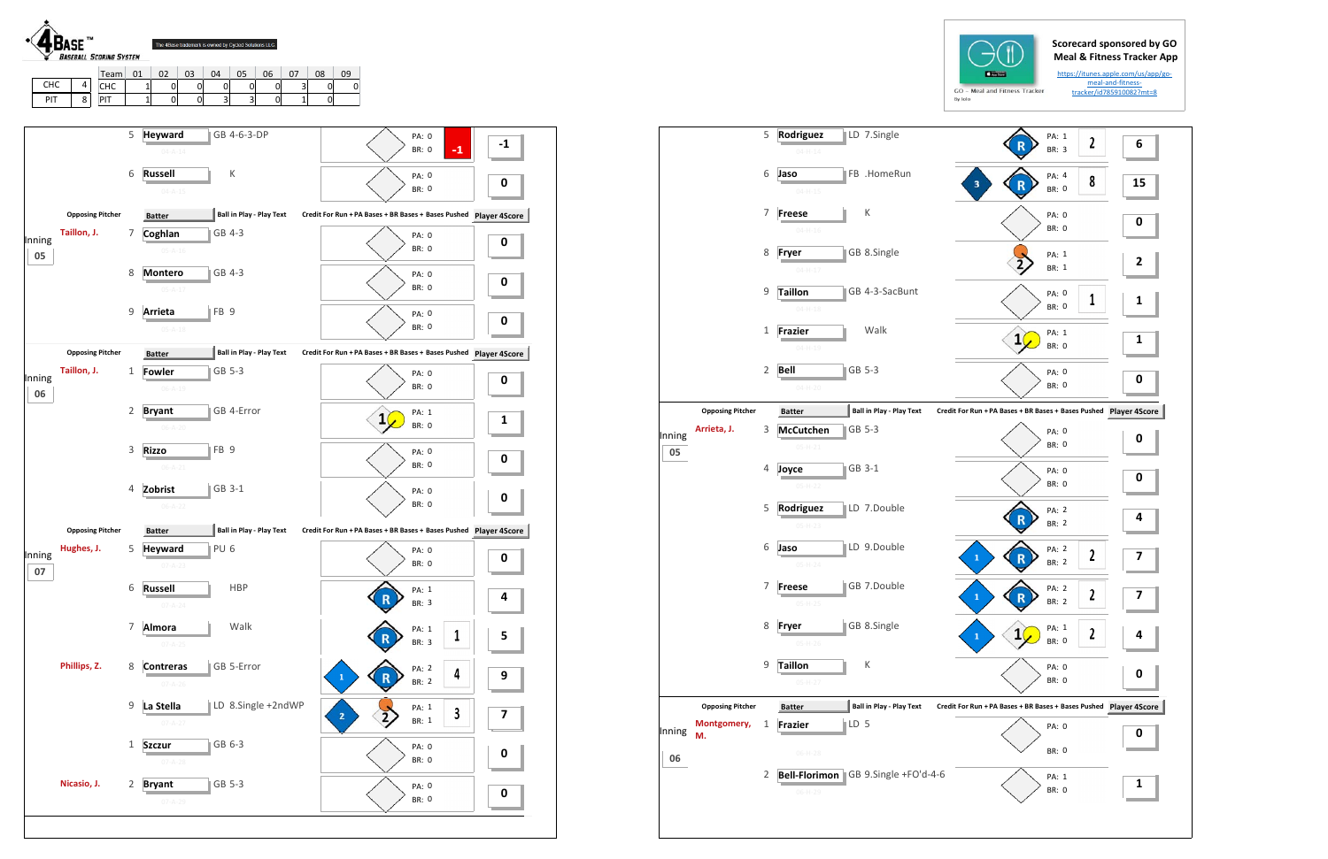4BASE™ BASEBALL SCORING SYSTEM

The 4Base trademark is owned by Cycled Solutions LLC

| | | Team | 01 | 02 | 03 | 04 | 05 | 06 | 07 | 08 | 09 |
|---|---|---|---|---|---|---|---|---|---|---|---|
| CHC | 4 | CHC | 1 | 0 | 0 | 0 | 0 | 0 | 3 | 0 | 0 |
| PIT | 8 | PIT | 1 | 0 | 0 | 3 | 3 | 0 | 1 | 0 | |

Scorecard sponsored by GO Meal & Fitness Tracker App

https://itunes.apple.com/us/app/go-meal-and-fitness-tracker/id785910082?mt=8

GO - Meal and Fitness Tracker

| Inning | Opposing Pitcher | # | Batter | Ball in Play - Play Text | PA | BR | Bases Pushed | Player 4Score |
|---|---|---|---|---|---|---|---|---|
| | | 5 | Heyward | GB 4-6-3-DP | 0 | 0 | -1 | -1 |
| | | 6 | Russell | K | 0 | 0 | | 0 |
| 05 | Taillon, J. | 7 | Coghlan | GB 4-3 | 0 | 0 | | 0 |
| | | 8 | Montero | GB 4-3 | 0 | 0 | | 0 |
| | | 9 | Arrieta | FB 9 | 0 | 0 | | 0 |
| 06 | Taillon, J. | 1 | Fowler | GB 5-3 | 0 | 0 | | 0 |
| | | 2 | Bryant | GB 4-Error | 1 | 0 | | 1 |
| | | 3 | Rizzo | FB 9 | 0 | 0 | | 0 |
| | | 4 | Zobrist | GB 3-1 | 0 | 0 | | 0 |
| 07 | Hughes, J. | 5 | Heyward | PU 6 | 0 | 0 | | 0 |
| | | 6 | Russell | HBP | 1 | 3 | | 4 |
| | | 7 | Almora | Walk | 1 | 3 | 1 | 5 |
| | Phillips, Z. | 8 | Contreras | GB 5-Error | 2 | 2 | 4 | 9 |
| | | 9 | La Stella | LD 8.Single +2ndWP | 1 | 1 | 3 | 7 |
| | | 1 | Szczur | GB 6-3 | 0 | 0 | | 0 |
| | Nicasio, J. | 2 | Bryant | GB 5-3 | 0 | 0 | | 0 |

| Inning | Opposing Pitcher | # | Batter | Ball in Play - Play Text | PA | BR | Bases Pushed | Player 4Score |
|---|---|---|---|---|---|---|---|---|
| | | 5 | Rodriguez | LD 7.Single | 1 | 3 | 2 | 6 |
| | | 6 | Jaso | FB .HomeRun | 4 | 0 | 8 | 15 |
| | | 7 | Freese | K | 0 | 0 | | 0 |
| | | 8 | Fryer | GB 8.Single | 1 | 1 | | 2 |
| | | 9 | Taillon | GB 4-3-SacBunt | 0 | 0 | 1 | 1 |
| | | 1 | Frazier | Walk | 1 | 0 | | 1 |
| | | 2 | Bell | GB 5-3 | 0 | 0 | | 0 |
| 05 | Arrieta, J. | 3 | McCutchen | GB 5-3 | 0 | 0 | | 0 |
| | | 4 | Joyce | GB 3-1 | 0 | 0 | | 0 |
| | | 5 | Rodriguez | LD 7.Double | 2 | 2 | | 4 |
| | | 6 | Jaso | LD 9.Double | 2 | 2 | 2 | 7 |
| | | 7 | Freese | GB 7.Double | 2 | 2 | 2 | 7 |
| | | 8 | Fryer | GB 8.Single | 1 | 0 | 2 | 4 |
| | | 9 | Taillon | K | 0 | 0 | | 0 |
| 06 | Montgomery, M. | 1 | Frazier | LD 5 | 0 | 0 | | 0 |
| | | 2 | Bell-Florimon | GB 9.Single +FO'd-4-6 | 1 | 0 | | 1 |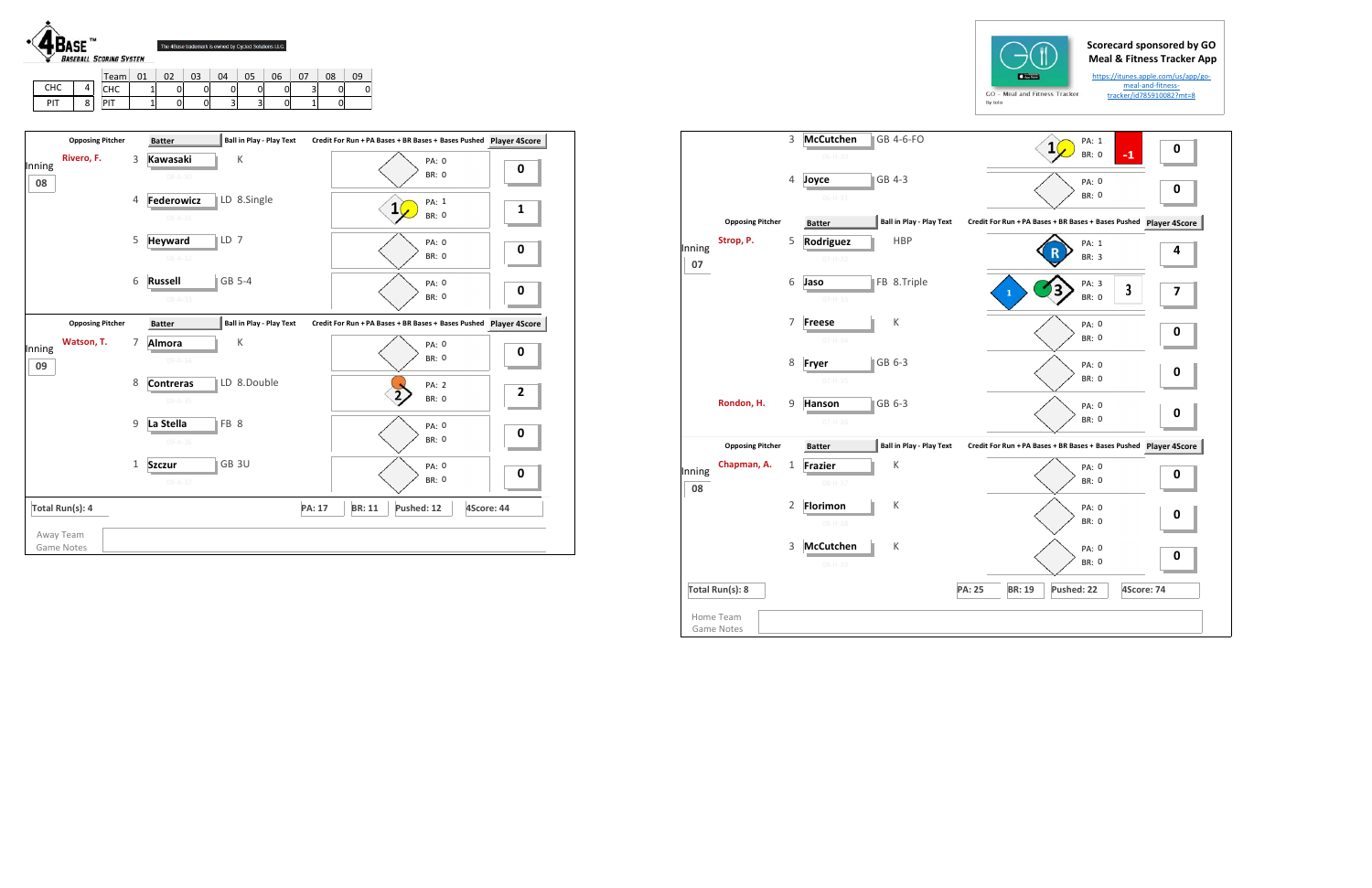**4BASE™ BASEBALL SCORING SYSTEM**

The 4Base trademark is owned by Cycled Solutions LLC

| | | Team | 01 | 02 | 03 | 04 | 05 | 06 | 07 | 08 | 09 |
|---|---|---|---|---|---|---|---|---|---|---|---|
| CHC | 4 | CHC | 1 | 0 | 0 | 0 | 0 | 0 | 3 | 0 | 0 |
| PIT | 8 | PIT | 1 | 0 | 0 | 3 | 3 | 0 | 1 | 0 | |

**Scorecard sponsored by GO Meal & Fitness Tracker App**

https://itunes.apple.com/us/app/go-meal-and-fitness-tracker/id785910082?mt=8

GO - Meal and Fitness Tracker By Iolo

## Away Team (CHC)

| Inning | Opposing Pitcher | # | Batter | Ball in Play - Play Text | Credit For Run + PA Bases + BR Bases + Bases Pushed | Player 4Score |
|---|---|---|---|---|---|---|
| 08 | Rivero, F. | 3 | Kawasaki | K | PA: 0 BR: 0 | 0 |
| | | 4 | Federowicz | LD 8.Single | 1 PA: 1 BR: 0 | 1 |
| | | 5 | Heyward | LD 7 | PA: 0 BR: 0 | 0 |
| | | 6 | Russell | GB 5-4 | PA: 0 BR: 0 | 0 |
| 09 | Watson, T. | 7 | Almora | K | PA: 0 BR: 0 | 0 |
| | | 8 | Contreras | LD 8.Double | 2 PA: 2 BR: 0 | 2 |
| | | 9 | La Stella | FB 8 | PA: 0 BR: 0 | 0 |
| | | 1 | Szczur | GB 3U | PA: 0 BR: 0 | 0 |

Total Run(s): 4 | PA: 17 | BR: 11 | Pushed: 12 | 4Score: 44

Away Team Game Notes

## Home Team (PIT)

| Inning | Opposing Pitcher | # | Batter | Ball in Play - Play Text | Credit For Run + PA Bases + BR Bases + Bases Pushed | Player 4Score |
|---|---|---|---|---|---|---|
| | | 3 | McCutchen | GB 4-6-FO | 1 PA: 1 BR: 0 -1 | 0 |
| | | 4 | Joyce | GB 4-3 | PA: 0 BR: 0 | 0 |
| 07 | Strop, P. | 5 | Rodriguez | HBP | R PA: 1 BR: 3 | 4 |
| | | 6 | Jaso | FB 8.Triple | 1 3 PA: 3 BR: 0 3 | 7 |
| | | 7 | Freese | K | PA: 0 BR: 0 | 0 |
| | | 8 | Fryer | GB 6-3 | PA: 0 BR: 0 | 0 |
| | Rondon, H. | 9 | Hanson | GB 6-3 | PA: 0 BR: 0 | 0 |
| 08 | Chapman, A. | 1 | Frazier | K | PA: 0 BR: 0 | 0 |
| | | 2 | Florimon | K | PA: 0 BR: 0 | 0 |
| | | 3 | McCutchen | K | PA: 0 BR: 0 | 0 |

Total Run(s): 8 | PA: 25 | BR: 19 | Pushed: 22 | 4Score: 74

Home Team Game Notes